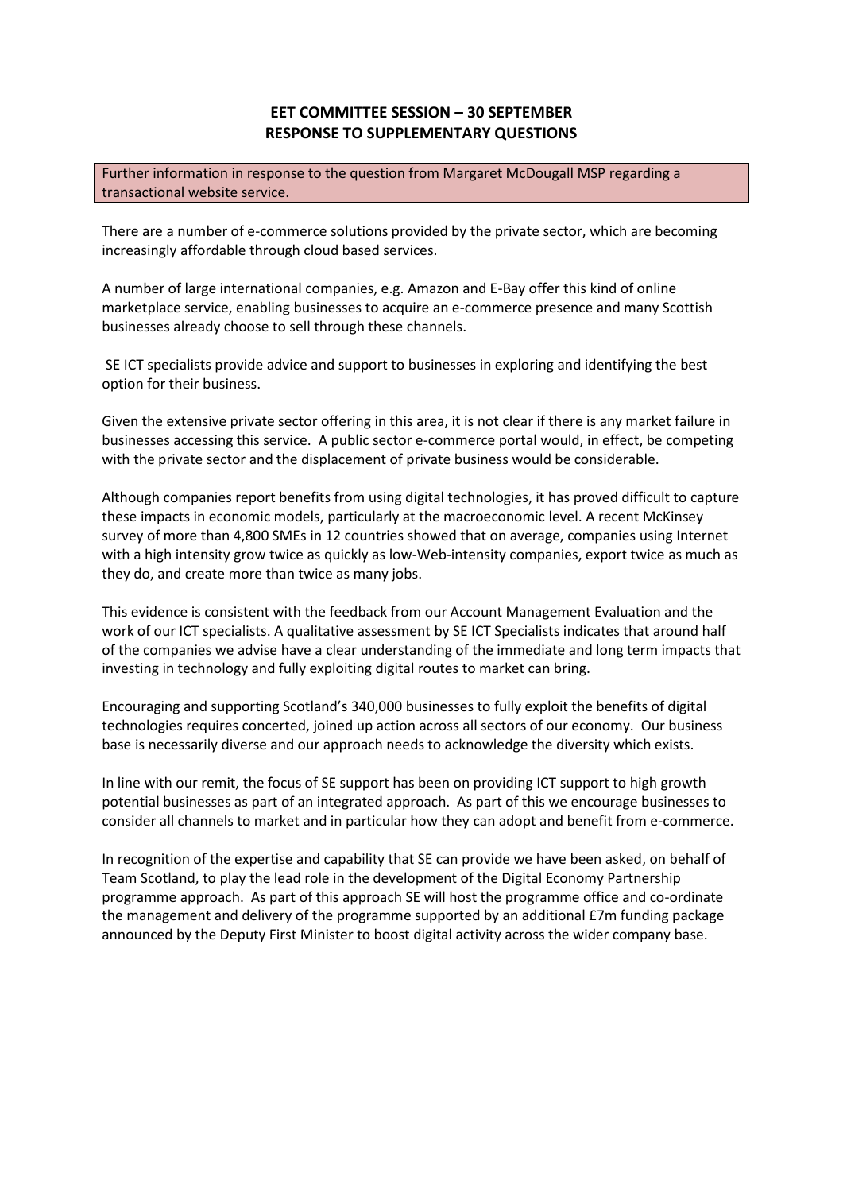# EET COMMITTEE SESSION – 30 SEPTEMBER
# RESPONSE TO SUPPLEMENTARY QUESTIONS

Further information in response to the question from Margaret McDougall MSP regarding a transactional website service.

There are a number of e-commerce solutions provided by the private sector, which are becoming increasingly affordable through cloud based services.

A number of large international companies, e.g. Amazon and E-Bay offer this kind of online marketplace service, enabling businesses to acquire an e-commerce presence and many Scottish businesses already choose to sell through these channels.

SE ICT specialists provide advice and support to businesses in exploring and identifying the best option for their business.

Given the extensive private sector offering in this area, it is not clear if there is any market failure in businesses accessing this service. A public sector e-commerce portal would, in effect, be competing with the private sector and the displacement of private business would be considerable.

Although companies report benefits from using digital technologies, it has proved difficult to capture these impacts in economic models, particularly at the macroeconomic level. A recent McKinsey survey of more than 4,800 SMEs in 12 countries showed that on average, companies using Internet with a high intensity grow twice as quickly as low-Web-intensity companies, export twice as much as they do, and create more than twice as many jobs.

This evidence is consistent with the feedback from our Account Management Evaluation and the work of our ICT specialists. A qualitative assessment by SE ICT Specialists indicates that around half of the companies we advise have a clear understanding of the immediate and long term impacts that investing in technology and fully exploiting digital routes to market can bring.

Encouraging and supporting Scotland's 340,000 businesses to fully exploit the benefits of digital technologies requires concerted, joined up action across all sectors of our economy. Our business base is necessarily diverse and our approach needs to acknowledge the diversity which exists.

In line with our remit, the focus of SE support has been on providing ICT support to high growth potential businesses as part of an integrated approach. As part of this we encourage businesses to consider all channels to market and in particular how they can adopt and benefit from e-commerce.

In recognition of the expertise and capability that SE can provide we have been asked, on behalf of Team Scotland, to play the lead role in the development of the Digital Economy Partnership programme approach. As part of this approach SE will host the programme office and co-ordinate the management and delivery of the programme supported by an additional £7m funding package announced by the Deputy First Minister to boost digital activity across the wider company base.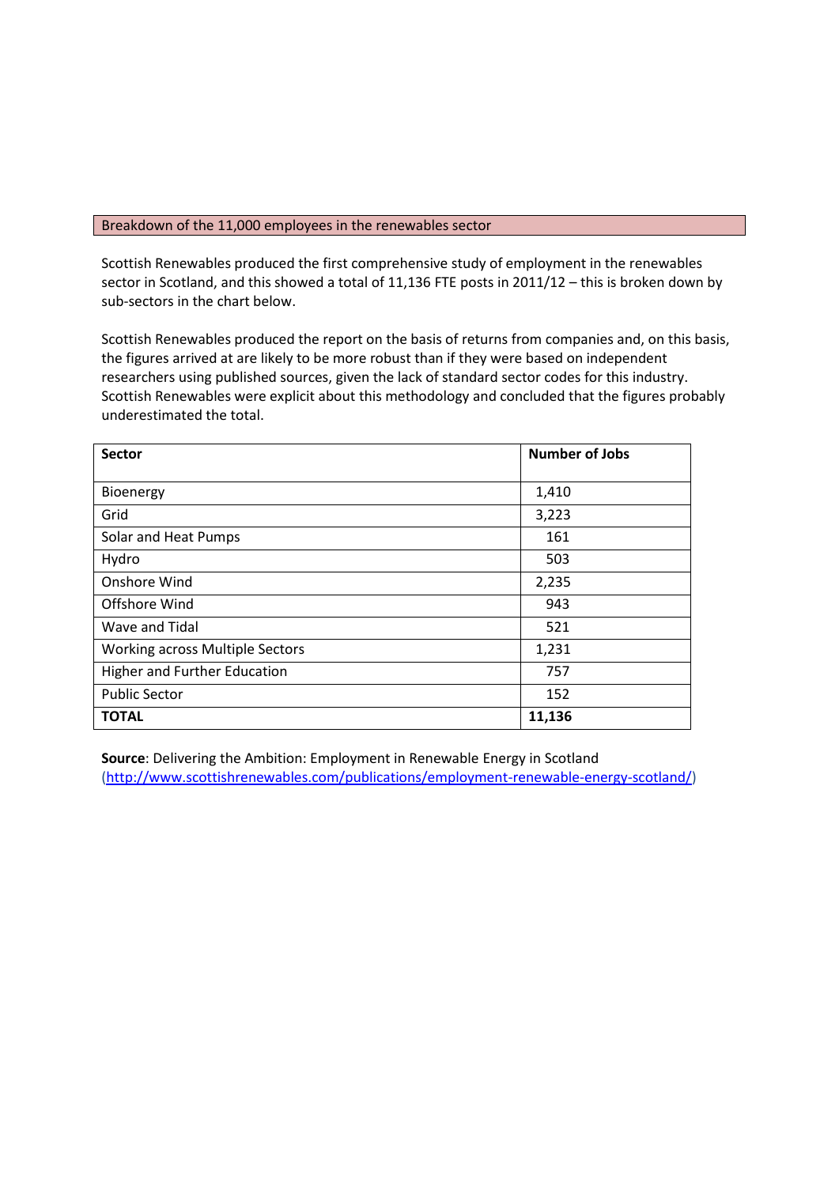## Breakdown of the 11,000 employees in the renewables sector

Scottish Renewables produced the first comprehensive study of employment in the renewables sector in Scotland, and this showed a total of 11,136 FTE posts in 2011/12 – this is broken down by sub-sectors in the chart below.

Scottish Renewables produced the report on the basis of returns from companies and, on this basis, the figures arrived at are likely to be more robust than if they were based on independent researchers using published sources, given the lack of standard sector codes for this industry. Scottish Renewables were explicit about this methodology and concluded that the figures probably underestimated the total.

| Sector | Number of Jobs |
|---|---|
| Bioenergy | 1,410 |
| Grid | 3,223 |
| Solar and Heat Pumps | 161 |
| Hydro | 503 |
| Onshore Wind | 2,235 |
| Offshore Wind | 943 |
| Wave and Tidal | 521 |
| Working across Multiple Sectors | 1,231 |
| Higher and Further Education | 757 |
| Public Sector | 152 |
| **TOTAL** | **11,136** |

**Source**: Delivering the Ambition: Employment in Renewable Energy in Scotland (http://www.scottishrenewables.com/publications/employment-renewable-energy-scotland/)